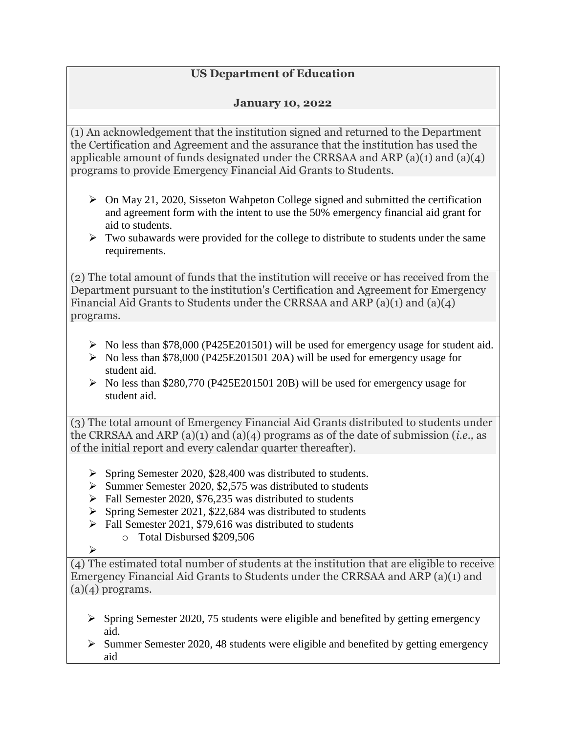**US Department of Education**

**January 10, 2022**

(1) An acknowledgement that the institution signed and returned to the Department the Certification and Agreement and the assurance that the institution has used the applicable amount of funds designated under the CRRSAA and ARP (a)(1) and (a)(4) programs to provide Emergency Financial Aid Grants to Students.

- On May 21, 2020, Sisseton Wahpeton College signed and submitted the certification and agreement form with the intent to use the 50% emergency financial aid grant for aid to students.
- Two subawards were provided for the college to distribute to students under the same requirements.

(2) The total amount of funds that the institution will receive or has received from the Department pursuant to the institution's Certification and Agreement for Emergency Financial Aid Grants to Students under the CRRSAA and ARP (a)(1) and (a)(4) programs.

- No less than $78,000 (P425E201501) will be used for emergency usage for student aid.
- No less than $78,000 (P425E201501 20A) will be used for emergency usage for student aid.
- No less than $280,770 (P425E201501 20B) will be used for emergency usage for student aid.

(3) The total amount of Emergency Financial Aid Grants distributed to students under the CRRSAA and ARP (a)(1) and (a)(4) programs as of the date of submission (*i.e.,* as of the initial report and every calendar quarter thereafter).

- Spring Semester 2020, $28,400 was distributed to students.
- Summer Semester 2020, $2,575 was distributed to students
- Fall Semester 2020, $76,235 was distributed to students
- Spring Semester 2021, $22,684 was distributed to students
- Fall Semester 2021, $79,616 was distributed to students
  - Total Disbursed $209,506

(4) The estimated total number of students at the institution that are eligible to receive Emergency Financial Aid Grants to Students under the CRRSAA and ARP (a)(1) and (a)(4) programs.

- Spring Semester 2020, 75 students were eligible and benefited by getting emergency aid.
- Summer Semester 2020, 48 students were eligible and benefited by getting emergency aid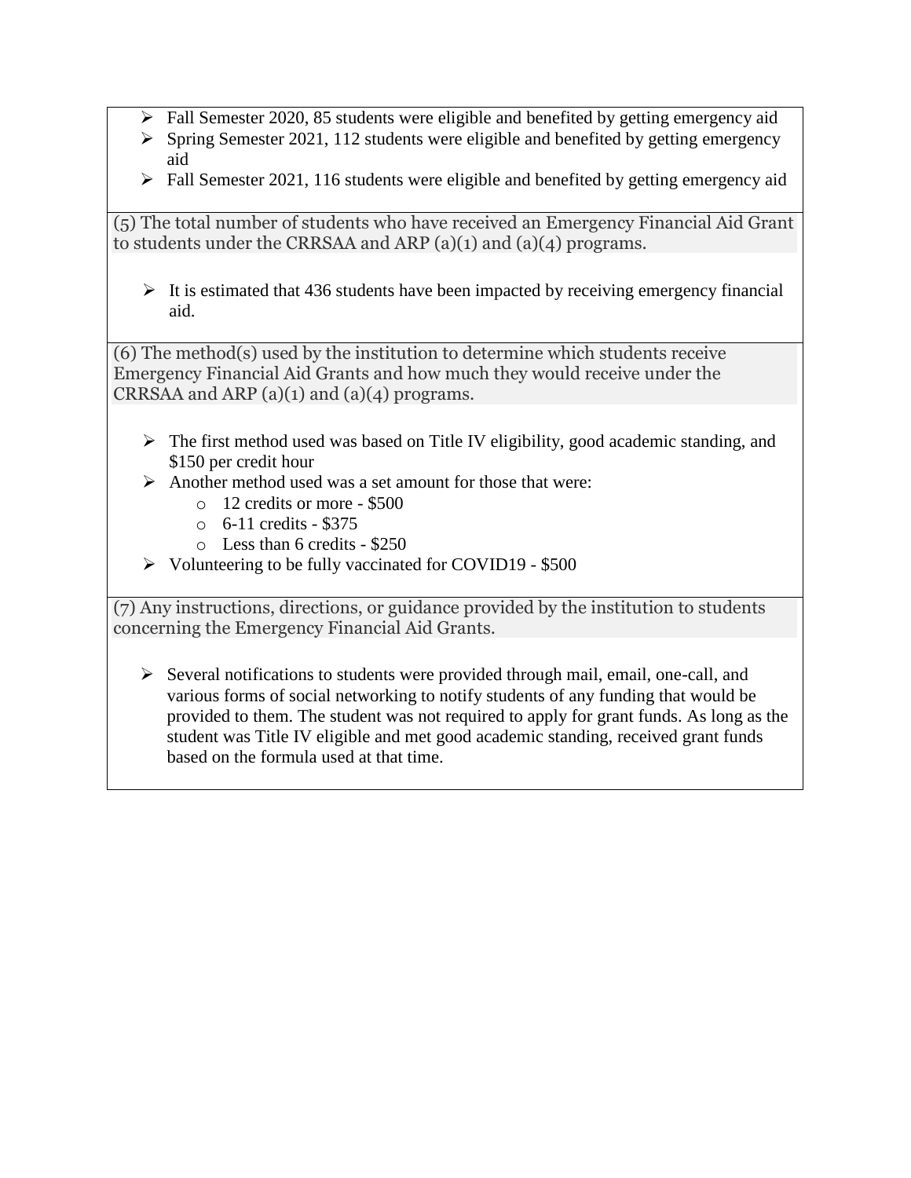- Fall Semester 2020, 85 students were eligible and benefited by getting emergency aid
- Spring Semester 2021, 112 students were eligible and benefited by getting emergency aid
- Fall Semester 2021, 116 students were eligible and benefited by getting emergency aid

(5) The total number of students who have received an Emergency Financial Aid Grant to students under the CRRSAA and ARP (a)(1) and (a)(4) programs.

- It is estimated that 436 students have been impacted by receiving emergency financial aid.

(6) The method(s) used by the institution to determine which students receive Emergency Financial Aid Grants and how much they would receive under the CRRSAA and ARP (a)(1) and (a)(4) programs.

- The first method used was based on Title IV eligibility, good academic standing, and $150 per credit hour
- Another method used was a set amount for those that were:
  - 12 credits or more - $500
  - 6-11 credits - $375
  - Less than 6 credits - $250
- Volunteering to be fully vaccinated for COVID19 - $500

(7) Any instructions, directions, or guidance provided by the institution to students concerning the Emergency Financial Aid Grants.

- Several notifications to students were provided through mail, email, one-call, and various forms of social networking to notify students of any funding that would be provided to them. The student was not required to apply for grant funds. As long as the student was Title IV eligible and met good academic standing, received grant funds based on the formula used at that time.